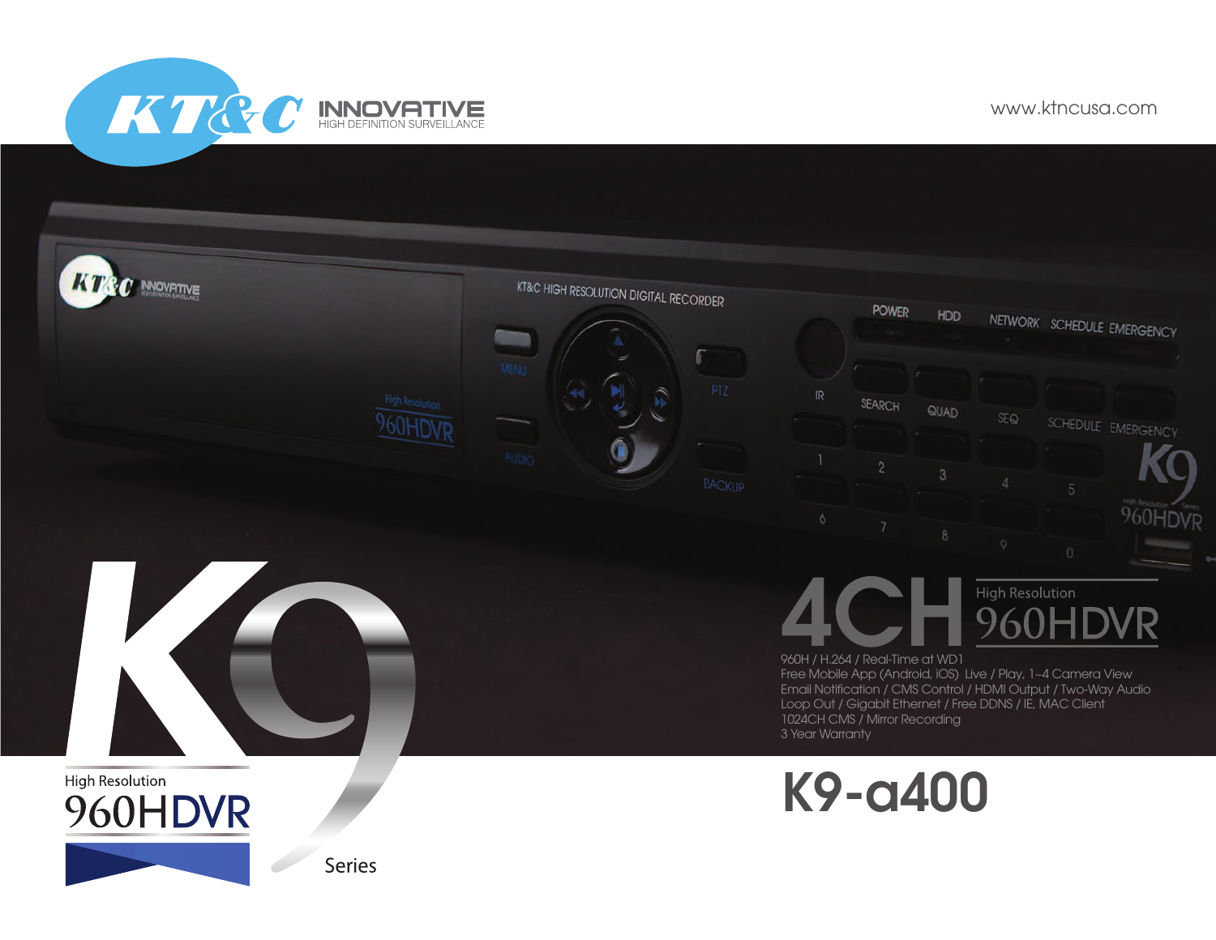KT&C INNOVATIVE HIGH DEFINITION SURVEILLANCE

www.ktncusa.com

# 4CH High Resolution 960HDVR

960H / H.264 / Real-Time at WD1
Free Mobile App (Android, iOS) Live / Play, 1~4 Camera View
Email Notification / CMS Control / HDMI Output / Two-Way Audio
Loop Out / Gigabit Ethernet / Free DDNS / IE, MAC Client
1024CH CMS / Mirror Recording
3 Year Warranty

K9 High Resolution 960HDVR Series

# K9-a400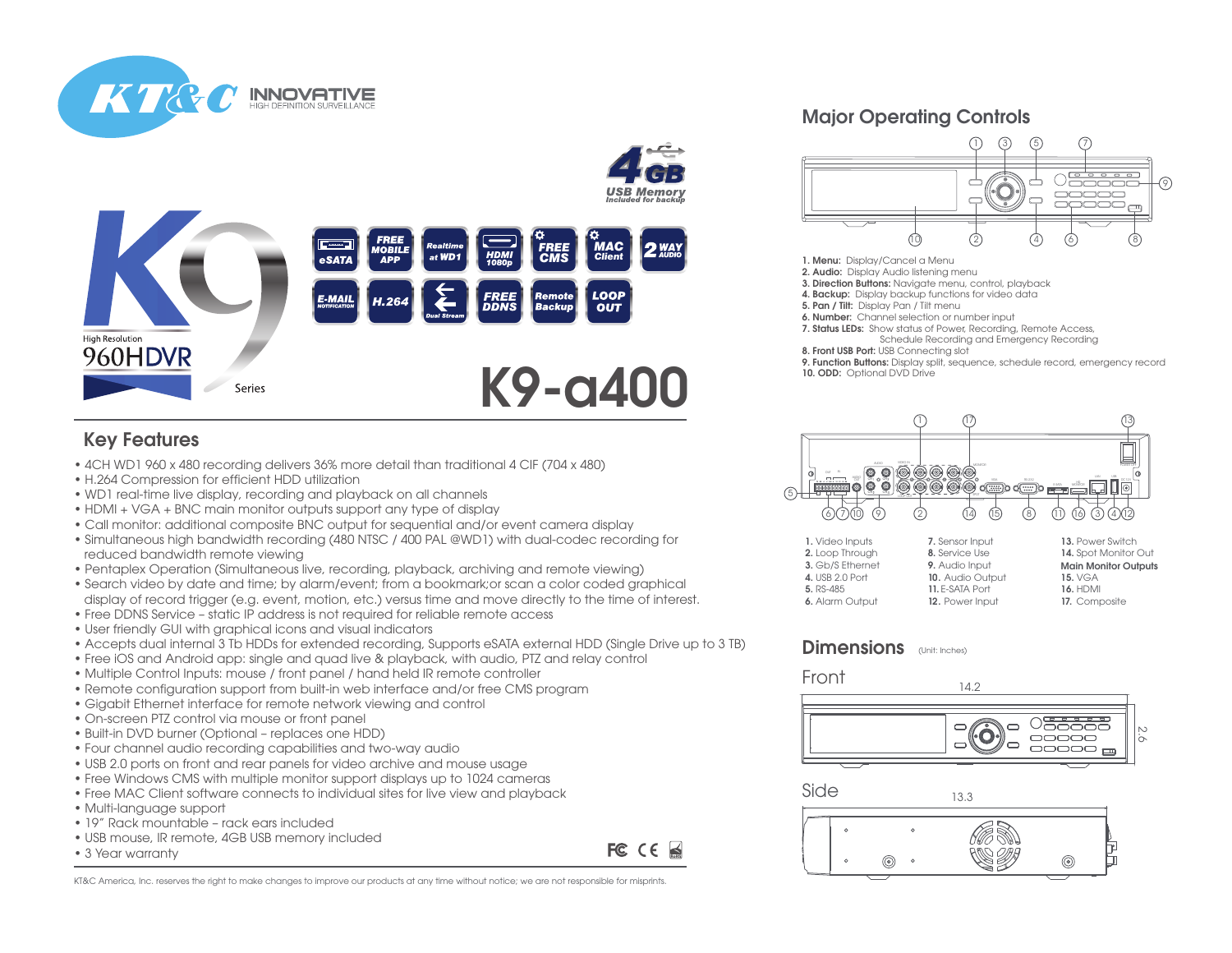KT&C INNOVATIVE HIGH DEFINITION SURVEILLANCE

4GB USB Memory Included for backup

K9 Series High Resolution 960HDVR

eSATA | FREE MOBILE APP | Realtime at WD1 | HDMI 1080p | FREE CMS | MAC Client | 2 WAY AUDIO | E-MAIL NOTIFICATION | H.264 | Dual Stream | FREE DDNS | Remote Backup | LOOP OUT

# K9-a400

## Key Features

- 4CH WD1 960 x 480 recording delivers 36% more detail than traditional 4 CIF (704 x 480)
- H.264 Compression for efficient HDD utilization
- WD1 real-time live display, recording and playback on all channels
- HDMI + VGA + BNC main monitor outputs support any type of display
- Call monitor: additional composite BNC output for sequential and/or event camera display
- Simultaneous high bandwidth recording (480 NTSC / 400 PAL @WD1) with dual-codec recording for reduced bandwidth remote viewing
- Pentaplex Operation (Simultaneous live, recording, playback, archiving and remote viewing)
- Search video by date and time; by alarm/event; from a bookmark;or scan a color coded graphical display of record trigger (e.g. event, motion, etc.) versus time and move directly to the time of interest.
- Free DDNS Service – static IP address is not required for reliable remote access
- User friendly GUI with graphical icons and visual indicators
- Accepts dual internal 3 Tb HDDs for extended recording, Supports eSATA external HDD (Single Drive up to 3 TB)
- Free iOS and Android app: single and quad live & playback, with audio, PTZ and relay control
- Multiple Control Inputs: mouse / front panel / hand held IR remote controller
- Remote configuration support from built-in web interface and/or free CMS program
- Gigabit Ethernet interface for remote network viewing and control
- On-screen PTZ control via mouse or front panel
- Built-in DVD burner (Optional – replaces one HDD)
- Four channel audio recording capabilities and two-way audio
- USB 2.0 ports on front and rear panels for video archive and mouse usage
- Free Windows CMS with multiple monitor support displays up to 1024 cameras
- Free MAC Client software connects to individual sites for live view and playback
- Multi-language support
- 19" Rack mountable – rack ears included
- USB mouse, IR remote, 4GB USB memory included
- 3 Year warranty

KT&C America, Inc. reserves the right to make changes to improve our products at any time without notice; we are not responsible for misprints.

## Major Operating Controls

1. **Menu:** Display/Cancel a Menu
2. **Audio:** Display Audio listening menu
3. **Direction Buttons:** Navigate menu, control, playback
4. **Backup:** Display backup functions for video data
5. **Pan / Tilt:** Display Pan / Tilt menu
6. **Number:** Channel selection or number input
7. **Status LEDs:** Show status of Power, Recording, Remote Access, Schedule Recording and Emergency Recording
8. **Front USB Port:** USB Connecting slot
9. **Function Buttons:** Display split, sequence, schedule record, emergency record
10. **ODD:** Optional DVD Drive

1. Video Inputs
2. Loop Through
3. Gb/S Ethernet
4. USB 2.0 Port
5. RS-485
6. Alarm Output
7. Sensor Input
8. Service Use
9. Audio Input
10. Audio Output
11. E-SATA Port
12. Power Input
13. Power Switch
14. Spot Monitor Out

**Main Monitor Outputs**

15. VGA
16. HDMI
17. Composite

## Dimensions (Unit: Inches)

Front

14.2 x 2.6

Side

13.3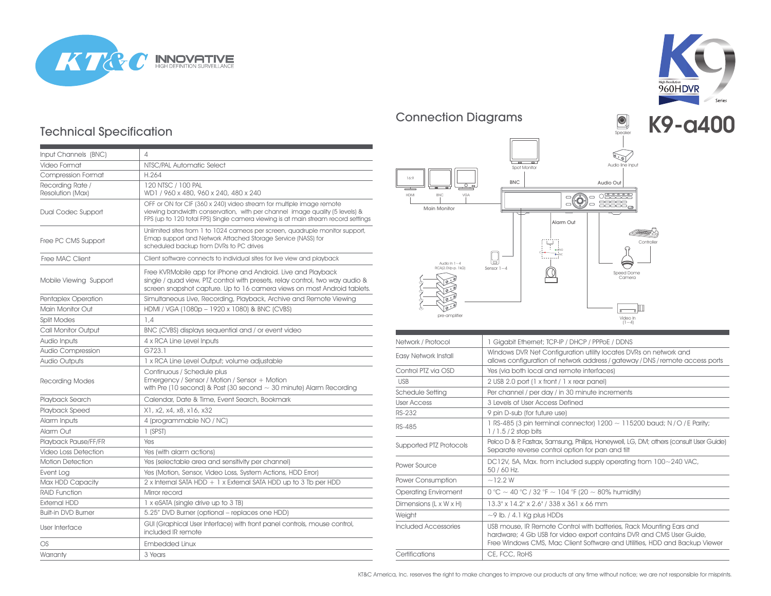# K9-a400

## Technical Specification

| | |
|---|---|
| Input Channels (BNC) | 4 |
| Video Format | NTSC/PAL Automatic Select |
| Compression Format | H.264 |
| Recording Rate / Resolution (Max) | 120 NTSC / 100 PAL<br>WD1 / 960 x 480, 960 x 240, 480 x 240 |
| Dual Codec Support | OFF or ON for CIF (360 x 240) video stream for multiple image remote viewing bandwidth conservation, with per channel image quality (5 levels) & FPS (up to 120 total FPS) Single camera viewing is at main stream record settings |
| Free PC CMS Support | Unlimited sites from 1 to 1024 cameos per screen, quadruple monitor support, Emap support and Network Attached Storage Service (NASS) for scheduled backup from DVRs to PC drives |
| Free MAC Client | Client software connects to individual sites for live view and playback |
| Mobile Viewing Support | Free KVRMobile app for iPhone and Android. Live and Playback single / quad view, PTZ control with presets, relay control, two way audio & screen snapshot capture. Up to 16 camera views on most Android tablets. |
| Pentaplex Operation | Simultaneous Live, Recording, Playback, Archive and Remote Viewing |
| Main Monitor Out | HDMI / VGA (1080p – 1920 x 1080) & BNC (CVBS) |
| Split Modes | 1,4 |
| Call Monitor Output | BNC (CVBS) displays sequential and / or event video |
| Audio Inputs | 4 x RCA Line Level Inputs |
| Audio Compression | G723.1 |
| Audio Outputs | 1 x RCA Line Level Output; volume adjustable |
| Recording Modes | Continuous / Schedule plus<br>Emergency / Sensor / Motion / Sensor + Motion<br>with Pre (10 second) & Post (30 second ~ 30 minute) Alarm Recording |
| Playback Search | Calendar, Date & Time, Event Search, Bookmark |
| Playback Speed | X1, x2, x4, x8, x16, x32 |
| Alarm Inputs | 4 (programmable NO / NC) |
| Alarm Out | 1 (SPST) |
| Playback Pause/FF/FR | Yes |
| Video Loss Detection | Yes (with alarm actions) |
| Motion Detection | Yes (selectable area and sensitivity per channel) |
| Event Log | Yes (Motion, Sensor, Video Loss, System Actions, HDD Error) |
| Max HDD Capacity | 2 x Internal SATA HDD + 1 x External SATA HDD up to 3 Tb per HDD |
| RAID Function | Mirror record |
| External HDD | 1 x eSATA (single drive up to 3 TB) |
| Built-in DVD Burner | 5.25" DVD Burner (optional – replaces one HDD) |
| User Interface | GUI (Graphical User Interface) with front panel controls, mouse control, included IR remote |
| OS | Embedded Linux |
| Warranty | 3 Years |

## Connection Diagrams

Speaker
Spot Monitor
Audio line input
16:9
HDMI
BNC
VGA
Main Monitor
BNC
Audio Out
Alarm Out
NO
NC
Controller
Audio In 1~4
RCA(2.0Vp-p, 1kΩ)
Sensor 1~4
Speed Dome Camera
pre-amplifier
Video In (1~4)

| | |
|---|---|
| Network / Protocol | 1 Gigabit Ethernet; TCP-IP / DHCP / PPPoE / DDNS |
| Easy Network Install | Windows DVR Net Configuration utility locates DVRs on network and allows configuration of network address / gateway / DNS / remote access ports |
| Control PTZ via OSD | Yes (via both local and remote interfaces) |
| USB | 2 USB 2.0 port (1 x front / 1 x rear panel) |
| Schedule Setting | Per channel / per day / in 30 minute increments |
| User Access | 3 Levels of User Access Defined |
| RS-232 | 9 pin D-sub (for future use) |
| RS-485 | 1 RS-485 (3 pin terminal connector) 1200 ~ 115200 baud; N / O / E Parity; 1 / 1.5 / 2 stop bits |
| Supported PTZ Protocols | Pelco D & P, Fastrax, Samsung, Philips, Honeywell, LG, DM; others (consult User Guide) Separate reverse control option for pan and tilt |
| Power Source | DC12V, 5A, Max. from included supply operating from 100~240 VAC, 50 / 60 Hz. |
| Power Consumption | ~12.2 W |
| Operating Enviroment | 0 °C ~ 40 °C / 32 °F ~ 104 °F (20 ~ 80% humidity) |
| Dimensions (L x W x H) | 13.3" x 14.2" x 2.6" / 338 x 361 x 66 mm |
| Weight | ~9 lb. / 4.1 Kg plus HDDs |
| Included Accessories | USB mouse, IR Remote Control with batteries, Rack Mounting Ears and hardware; 4 Gb USB for video export contains DVR and CMS User Guide, Free Windows CMS, Mac Client Software and Utilities, HDD and Backup Viewer |
| Certifications | CE, FCC, RoHS |

KT&C America, Inc. reserves the right to make changes to improve our products at any time without notice; we are not responsible for misprints.